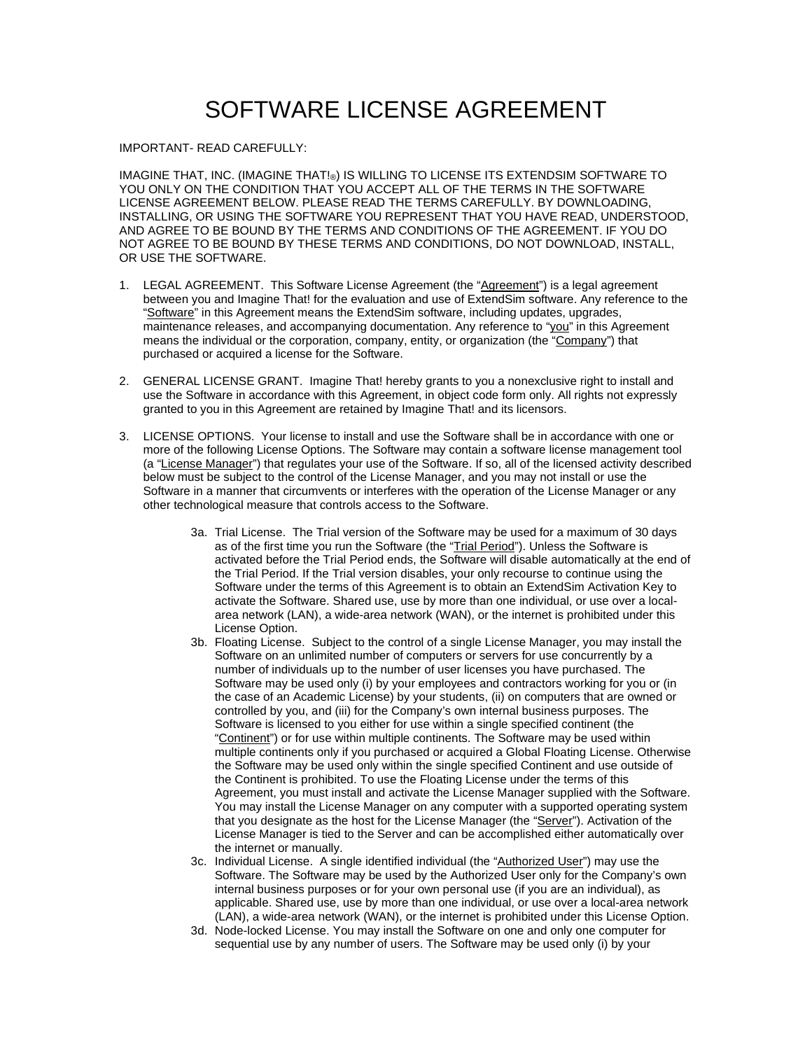# SOFTWARE LICENSE AGREEMENT

IMPORTANT- READ CAREFULLY:

IMAGINE THAT, INC. (IMAGINE THAT!®) IS WILLING TO LICENSE ITS EXTENDSIM SOFTWARE TO YOU ONLY ON THE CONDITION THAT YOU ACCEPT ALL OF THE TERMS IN THE SOFTWARE LICENSE AGREEMENT BELOW. PLEASE READ THE TERMS CAREFULLY. BY DOWNLOADING, INSTALLING, OR USING THE SOFTWARE YOU REPRESENT THAT YOU HAVE READ, UNDERSTOOD, AND AGREE TO BE BOUND BY THE TERMS AND CONDITIONS OF THE AGREEMENT. IF YOU DO NOT AGREE TO BE BOUND BY THESE TERMS AND CONDITIONS, DO NOT DOWNLOAD, INSTALL, OR USE THE SOFTWARE.

1. LEGAL AGREEMENT. This Software License Agreement (the "Agreement") is a legal agreement between you and Imagine That! for the evaluation and use of ExtendSim software. Any reference to the "Software" in this Agreement means the ExtendSim software, including updates, upgrades, maintenance releases, and accompanying documentation. Any reference to "you" in this Agreement means the individual or the corporation, company, entity, or organization (the "Company") that purchased or acquired a license for the Software.

2. GENERAL LICENSE GRANT. Imagine That! hereby grants to you a nonexclusive right to install and use the Software in accordance with this Agreement, in object code form only. All rights not expressly granted to you in this Agreement are retained by Imagine That! and its licensors.

3. LICENSE OPTIONS. Your license to install and use the Software shall be in accordance with one or more of the following License Options. The Software may contain a software license management tool (a "License Manager") that regulates your use of the Software. If so, all of the licensed activity described below must be subject to the control of the License Manager, and you may not install or use the Software in a manner that circumvents or interferes with the operation of the License Manager or any other technological measure that controls access to the Software.

   3a. Trial License. The Trial version of the Software may be used for a maximum of 30 days as of the first time you run the Software (the "Trial Period"). Unless the Software is activated before the Trial Period ends, the Software will disable automatically at the end of the Trial Period. If the Trial version disables, your only recourse to continue using the Software under the terms of this Agreement is to obtain an ExtendSim Activation Key to activate the Software. Shared use, use by more than one individual, or use over a local-area network (LAN), a wide-area network (WAN), or the internet is prohibited under this License Option.

   3b. Floating License. Subject to the control of a single License Manager, you may install the Software on an unlimited number of computers or servers for use concurrently by a number of individuals up to the number of user licenses you have purchased. The Software may be used only (i) by your employees and contractors working for you or (in the case of an Academic License) by your students, (ii) on computers that are owned or controlled by you, and (iii) for the Company's own internal business purposes. The Software is licensed to you either for use within a single specified continent (the "Continent") or for use within multiple continents. The Software may be used within multiple continents only if you purchased or acquired a Global Floating License. Otherwise the Software may be used only within the single specified Continent and use outside of the Continent is prohibited. To use the Floating License under the terms of this Agreement, you must install and activate the License Manager supplied with the Software. You may install the License Manager on any computer with a supported operating system that you designate as the host for the License Manager (the "Server"). Activation of the License Manager is tied to the Server and can be accomplished either automatically over the internet or manually.

   3c. Individual License. A single identified individual (the "Authorized User") may use the Software. The Software may be used by the Authorized User only for the Company's own internal business purposes or for your own personal use (if you are an individual), as applicable. Shared use, use by more than one individual, or use over a local-area network (LAN), a wide-area network (WAN), or the internet is prohibited under this License Option.

   3d. Node-locked License. You may install the Software on one and only one computer for sequential use by any number of users. The Software may be used only (i) by your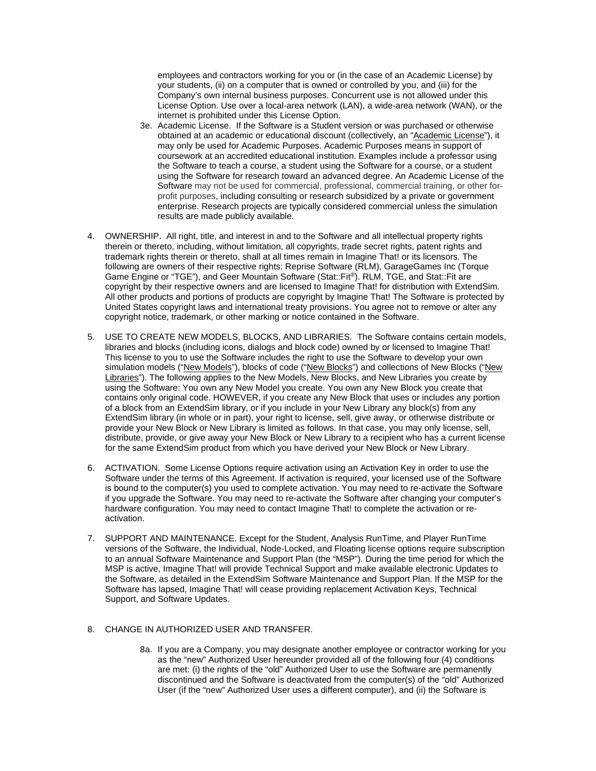employees and contractors working for you or (in the case of an Academic License) by your students, (ii) on a computer that is owned or controlled by you, and (iii) for the Company's own internal business purposes. Concurrent use is not allowed under this License Option. Use over a local-area network (LAN), a wide-area network (WAN), or the internet is prohibited under this License Option.

3e. Academic License. If the Software is a Student version or was purchased or otherwise obtained at an academic or educational discount (collectively, an "Academic License"), it may only be used for Academic Purposes. Academic Purposes means in support of coursework at an accredited educational institution. Examples include a professor using the Software to teach a course, a student using the Software for a course, or a student using the Software for research toward an advanced degree. An Academic License of the Software may not be used for commercial, professional, commercial training, or other for-profit purposes, including consulting or research subsidized by a private or government enterprise. Research projects are typically considered commercial unless the simulation results are made publicly available.

4. OWNERSHIP. All right, title, and interest in and to the Software and all intellectual property rights therein or thereto, including, without limitation, all copyrights, trade secret rights, patent rights and trademark rights therein or thereto, shall at all times remain in Imagine That! or its licensors. The following are owners of their respective rights: Reprise Software (RLM), GarageGames Inc (Torque Game Engine or "TGE"), and Geer Mountain Software (Stat::Fit®). RLM, TGE, and Stat::Fit are copyright by their respective owners and are licensed to Imagine That! for distribution with ExtendSim. All other products and portions of products are copyright by Imagine That! The Software is protected by United States copyright laws and international treaty provisions. You agree not to remove or alter any copyright notice, trademark, or other marking or notice contained in the Software.

5. USE TO CREATE NEW MODELS, BLOCKS, AND LIBRARIES. The Software contains certain models, libraries and blocks (including icons, dialogs and block code) owned by or licensed to Imagine That! This license to you to use the Software includes the right to use the Software to develop your own simulation models ("New Models"), blocks of code ("New Blocks") and collections of New Blocks ("New Libraries"). The following applies to the New Models, New Blocks, and New Libraries you create by using the Software: You own any New Model you create. You own any New Block you create that contains only original code. HOWEVER, if you create any New Block that uses or includes any portion of a block from an ExtendSim library, or if you include in your New Library any block(s) from any ExtendSim library (in whole or in part), your right to license, sell, give away, or otherwise distribute or provide your New Block or New Library is limited as follows. In that case, you may only license, sell, distribute, provide, or give away your New Block or New Library to a recipient who has a current license for the same ExtendSim product from which you have derived your New Block or New Library.

6. ACTIVATION. Some License Options require activation using an Activation Key in order to use the Software under the terms of this Agreement. If activation is required, your licensed use of the Software is bound to the computer(s) you used to complete activation. You may need to re-activate the Software if you upgrade the Software. You may need to re-activate the Software after changing your computer's hardware configuration. You may need to contact Imagine That! to complete the activation or re-activation.

7. SUPPORT AND MAINTENANCE. Except for the Student, Analysis RunTime, and Player RunTime versions of the Software, the Individual, Node-Locked, and Floating license options require subscription to an annual Software Maintenance and Support Plan (the "MSP"). During the time period for which the MSP is active, Imagine That! will provide Technical Support and make available electronic Updates to the Software, as detailed in the ExtendSim Software Maintenance and Support Plan. If the MSP for the Software has lapsed, Imagine That! will cease providing replacement Activation Keys, Technical Support, and Software Updates.

8. CHANGE IN AUTHORIZED USER AND TRANSFER.

8a. If you are a Company, you may designate another employee or contractor working for you as the "new" Authorized User hereunder provided all of the following four (4) conditions are met: (i) the rights of the "old" Authorized User to use the Software are permanently discontinued and the Software is deactivated from the computer(s) of the "old" Authorized User (if the "new" Authorized User uses a different computer), and (ii) the Software is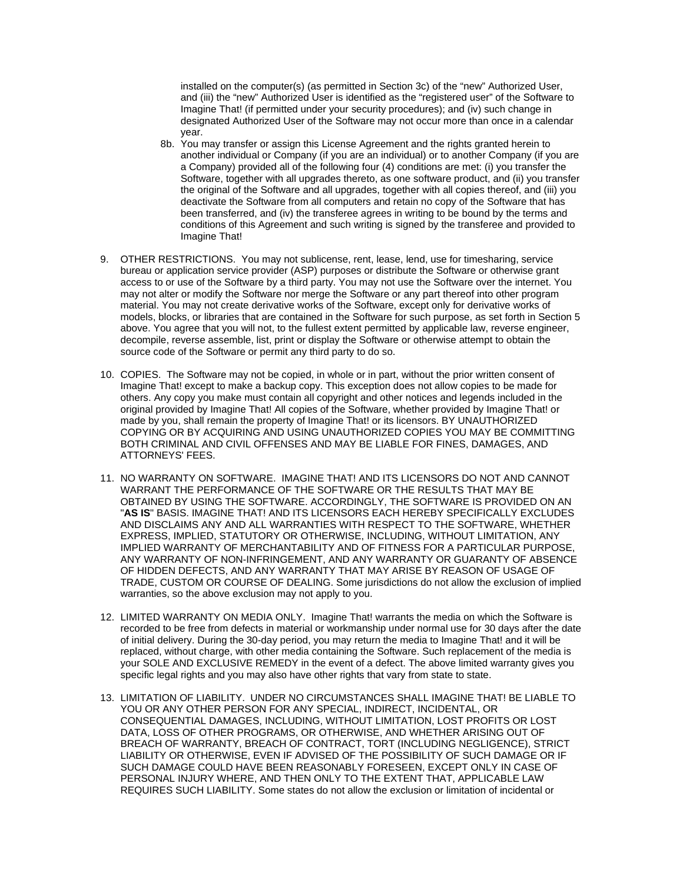installed on the computer(s) (as permitted in Section 3c) of the "new" Authorized User, and (iii) the "new" Authorized User is identified as the "registered user" of the Software to Imagine That! (if permitted under your security procedures); and (iv) such change in designated Authorized User of the Software may not occur more than once in a calendar year.

8b. You may transfer or assign this License Agreement and the rights granted herein to another individual or Company (if you are an individual) or to another Company (if you are a Company) provided all of the following four (4) conditions are met: (i) you transfer the Software, together with all upgrades thereto, as one software product, and (ii) you transfer the original of the Software and all upgrades, together with all copies thereof, and (iii) you deactivate the Software from all computers and retain no copy of the Software that has been transferred, and (iv) the transferee agrees in writing to be bound by the terms and conditions of this Agreement and such writing is signed by the transferee and provided to Imagine That!

9. OTHER RESTRICTIONS. You may not sublicense, rent, lease, lend, use for timesharing, service bureau or application service provider (ASP) purposes or distribute the Software or otherwise grant access to or use of the Software by a third party. You may not use the Software over the internet. You may not alter or modify the Software nor merge the Software or any part thereof into other program material. You may not create derivative works of the Software, except only for derivative works of models, blocks, or libraries that are contained in the Software for such purpose, as set forth in Section 5 above. You agree that you will not, to the fullest extent permitted by applicable law, reverse engineer, decompile, reverse assemble, list, print or display the Software or otherwise attempt to obtain the source code of the Software or permit any third party to do so.

10. COPIES. The Software may not be copied, in whole or in part, without the prior written consent of Imagine That! except to make a backup copy. This exception does not allow copies to be made for others. Any copy you make must contain all copyright and other notices and legends included in the original provided by Imagine That! All copies of the Software, whether provided by Imagine That! or made by you, shall remain the property of Imagine That! or its licensors. BY UNAUTHORIZED COPYING OR BY ACQUIRING AND USING UNAUTHORIZED COPIES YOU MAY BE COMMITTING BOTH CRIMINAL AND CIVIL OFFENSES AND MAY BE LIABLE FOR FINES, DAMAGES, AND ATTORNEYS' FEES.

11. NO WARRANTY ON SOFTWARE. IMAGINE THAT! AND ITS LICENSORS DO NOT AND CANNOT WARRANT THE PERFORMANCE OF THE SOFTWARE OR THE RESULTS THAT MAY BE OBTAINED BY USING THE SOFTWARE. ACCORDINGLY, THE SOFTWARE IS PROVIDED ON AN "**AS IS**" BASIS. IMAGINE THAT! AND ITS LICENSORS EACH HEREBY SPECIFICALLY EXCLUDES AND DISCLAIMS ANY AND ALL WARRANTIES WITH RESPECT TO THE SOFTWARE, WHETHER EXPRESS, IMPLIED, STATUTORY OR OTHERWISE, INCLUDING, WITHOUT LIMITATION, ANY IMPLIED WARRANTY OF MERCHANTABILITY AND OF FITNESS FOR A PARTICULAR PURPOSE, ANY WARRANTY OF NON-INFRINGEMENT, AND ANY WARRANTY OR GUARANTY OF ABSENCE OF HIDDEN DEFECTS, AND ANY WARRANTY THAT MAY ARISE BY REASON OF USAGE OF TRADE, CUSTOM OR COURSE OF DEALING. Some jurisdictions do not allow the exclusion of implied warranties, so the above exclusion may not apply to you.

12. LIMITED WARRANTY ON MEDIA ONLY. Imagine That! warrants the media on which the Software is recorded to be free from defects in material or workmanship under normal use for 30 days after the date of initial delivery. During the 30-day period, you may return the media to Imagine That! and it will be replaced, without charge, with other media containing the Software. Such replacement of the media is your SOLE AND EXCLUSIVE REMEDY in the event of a defect. The above limited warranty gives you specific legal rights and you may also have other rights that vary from state to state.

13. LIMITATION OF LIABILITY. UNDER NO CIRCUMSTANCES SHALL IMAGINE THAT! BE LIABLE TO YOU OR ANY OTHER PERSON FOR ANY SPECIAL, INDIRECT, INCIDENTAL, OR CONSEQUENTIAL DAMAGES, INCLUDING, WITHOUT LIMITATION, LOST PROFITS OR LOST DATA, LOSS OF OTHER PROGRAMS, OR OTHERWISE, AND WHETHER ARISING OUT OF BREACH OF WARRANTY, BREACH OF CONTRACT, TORT (INCLUDING NEGLIGENCE), STRICT LIABILITY OR OTHERWISE, EVEN IF ADVISED OF THE POSSIBILITY OF SUCH DAMAGE OR IF SUCH DAMAGE COULD HAVE BEEN REASONABLY FORESEEN, EXCEPT ONLY IN CASE OF PERSONAL INJURY WHERE, AND THEN ONLY TO THE EXTENT THAT, APPLICABLE LAW REQUIRES SUCH LIABILITY. Some states do not allow the exclusion or limitation of incidental or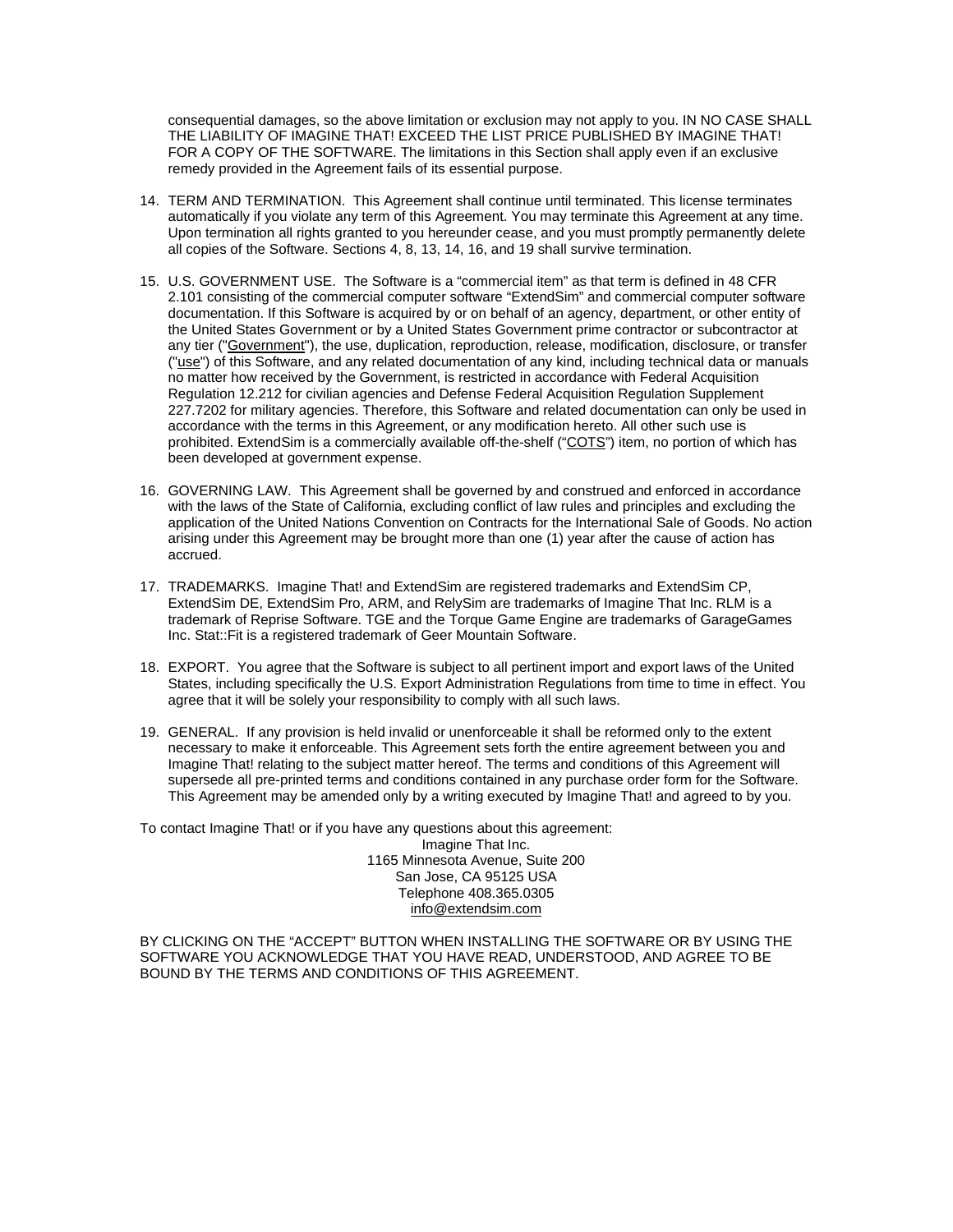consequential damages, so the above limitation or exclusion may not apply to you. IN NO CASE SHALL THE LIABILITY OF IMAGINE THAT! EXCEED THE LIST PRICE PUBLISHED BY IMAGINE THAT! FOR A COPY OF THE SOFTWARE. The limitations in this Section shall apply even if an exclusive remedy provided in the Agreement fails of its essential purpose.

14. TERM AND TERMINATION. This Agreement shall continue until terminated. This license terminates automatically if you violate any term of this Agreement. You may terminate this Agreement at any time. Upon termination all rights granted to you hereunder cease, and you must promptly permanently delete all copies of the Software. Sections 4, 8, 13, 14, 16, and 19 shall survive termination.

15. U.S. GOVERNMENT USE. The Software is a "commercial item" as that term is defined in 48 CFR 2.101 consisting of the commercial computer software "ExtendSim" and commercial computer software documentation. If this Software is acquired by or on behalf of an agency, department, or other entity of the United States Government or by a United States Government prime contractor or subcontractor at any tier ("Government"), the use, duplication, reproduction, release, modification, disclosure, or transfer ("use") of this Software, and any related documentation of any kind, including technical data or manuals no matter how received by the Government, is restricted in accordance with Federal Acquisition Regulation 12.212 for civilian agencies and Defense Federal Acquisition Regulation Supplement 227.7202 for military agencies. Therefore, this Software and related documentation can only be used in accordance with the terms in this Agreement, or any modification hereto. All other such use is prohibited. ExtendSim is a commercially available off-the-shelf ("COTS") item, no portion of which has been developed at government expense.

16. GOVERNING LAW. This Agreement shall be governed by and construed and enforced in accordance with the laws of the State of California, excluding conflict of law rules and principles and excluding the application of the United Nations Convention on Contracts for the International Sale of Goods. No action arising under this Agreement may be brought more than one (1) year after the cause of action has accrued.

17. TRADEMARKS. Imagine That! and ExtendSim are registered trademarks and ExtendSim CP, ExtendSim DE, ExtendSim Pro, ARM, and RelySim are trademarks of Imagine That Inc. RLM is a trademark of Reprise Software. TGE and the Torque Game Engine are trademarks of GarageGames Inc. Stat::Fit is a registered trademark of Geer Mountain Software.

18. EXPORT. You agree that the Software is subject to all pertinent import and export laws of the United States, including specifically the U.S. Export Administration Regulations from time to time in effect. You agree that it will be solely your responsibility to comply with all such laws.

19. GENERAL. If any provision is held invalid or unenforceable it shall be reformed only to the extent necessary to make it enforceable. This Agreement sets forth the entire agreement between you and Imagine That! relating to the subject matter hereof. The terms and conditions of this Agreement will supersede all pre-printed terms and conditions contained in any purchase order form for the Software. This Agreement may be amended only by a writing executed by Imagine That! and agreed to by you.

To contact Imagine That! or if you have any questions about this agreement:

Imagine That Inc.  
1165 Minnesota Avenue, Suite 200  
San Jose, CA 95125 USA  
Telephone 408.365.0305  
info@extendsim.com

BY CLICKING ON THE "ACCEPT" BUTTON WHEN INSTALLING THE SOFTWARE OR BY USING THE SOFTWARE YOU ACKNOWLEDGE THAT YOU HAVE READ, UNDERSTOOD, AND AGREE TO BE BOUND BY THE TERMS AND CONDITIONS OF THIS AGREEMENT.